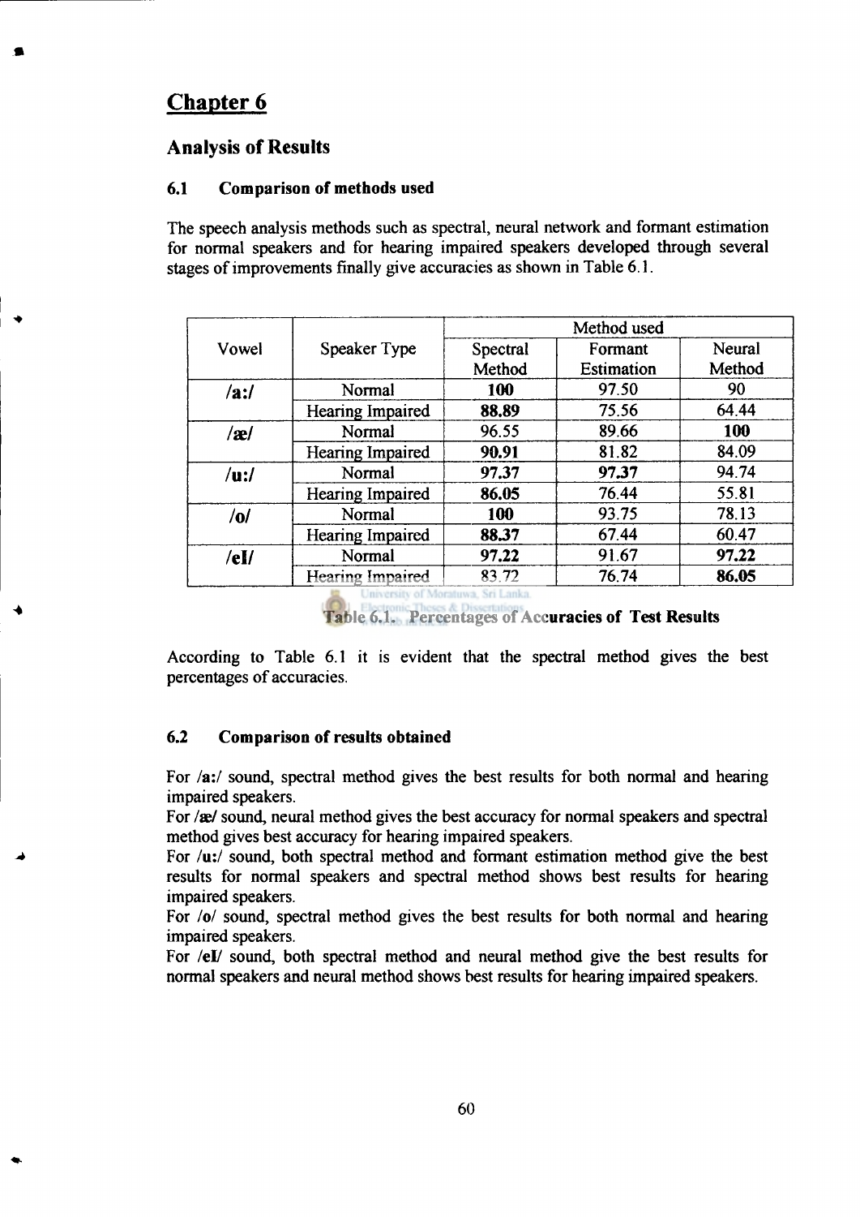# Chapter 6

## Analysis of Results

### 6.1 Comparison of methods used

The speech analysis methods such as spectral, neural network and formant estimation for normal speakers and for hearing impaired speakers developed through several stages of improvements finally give accuracies as shown in Table 6.1.

| Vowel | Speaker Type | Method used | | |
|---|---|---|---|---|
| | | Spectral Method | Formant Estimation | Neural Method |
| **/a:/** | Normal | **100** | 97.50 | 90 |
| | Hearing Impaired | **88.89** | 75.56 | 64.44 |
| **/æ/** | Normal | 96.55 | 89.66 | **100** |
| | Hearing Impaired | **90.91** | 81.82 | 84.09 |
| **/u:/** | Normal | **97.37** | **97.37** | 94.74 |
| | Hearing Impaired | **86.05** | 76.44 | 55.81 |
| **/o/** | Normal | **100** | 93.75 | 78.13 |
| | Hearing Impaired | **88.37** | 67.44 | 60.47 |
| **/eI/** | Normal | **97.22** | 91.67 | **97.22** |
| | Hearing Impaired | 83.72 | 76.74 | **86.05** |

**Table 6.1. Percentages of Accuracies of Test Results**

According to Table 6.1 it is evident that the spectral method gives the best percentages of accuracies.

### 6.2 Comparison of results obtained

For **/a:/** sound, spectral method gives the best results for both normal and hearing impaired speakers.
For **/æ/** sound, neural method gives the best accuracy for normal speakers and spectral method gives best accuracy for hearing impaired speakers.
For **/u:/** sound, both spectral method and formant estimation method give the best results for normal speakers and spectral method shows best results for hearing impaired speakers.
For **/o/** sound, spectral method gives the best results for both normal and hearing impaired speakers.
For **/eI/** sound, both spectral method and neural method give the best results for normal speakers and neural method shows best results for hearing impaired speakers.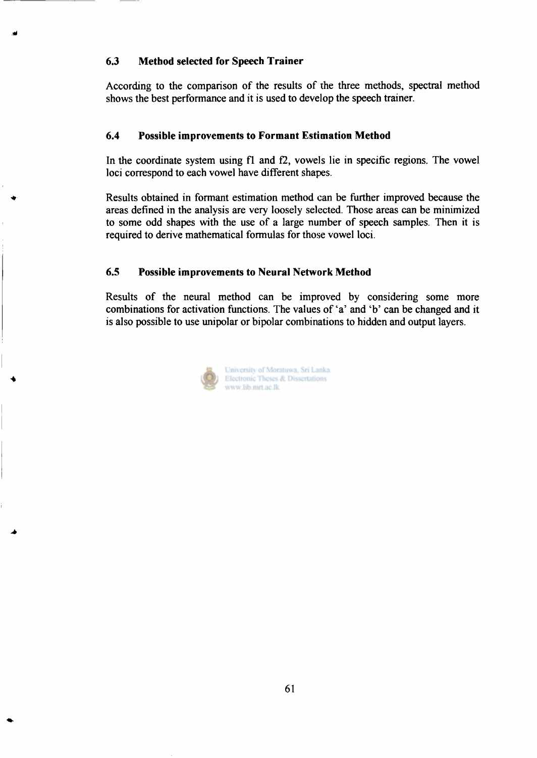### 6.3 Method selected for Speech Trainer

According to the comparison of the results of the three methods, spectral method shows the best performance and it is used to develop the speech trainer.

### 6.4 Possible improvements to Formant Estimation Method

In the coordinate system using f1 and f2, vowels lie in specific regions. The vowel loci correspond to each vowel have different shapes.

Results obtained in formant estimation method can be further improved because the areas defined in the analysis are very loosely selected. Those areas can be minimized to some odd shapes with the use of a large number of speech samples. Then it is required to derive mathematical formulas for those vowel loci.

### 6.5 Possible improvements to Neural Network Method

Results of the neural method can be improved by considering some more combinations for activation functions. The values of 'a' and 'b' can be changed and it is also possible to use unipolar or bipolar combinations to hidden and output layers.